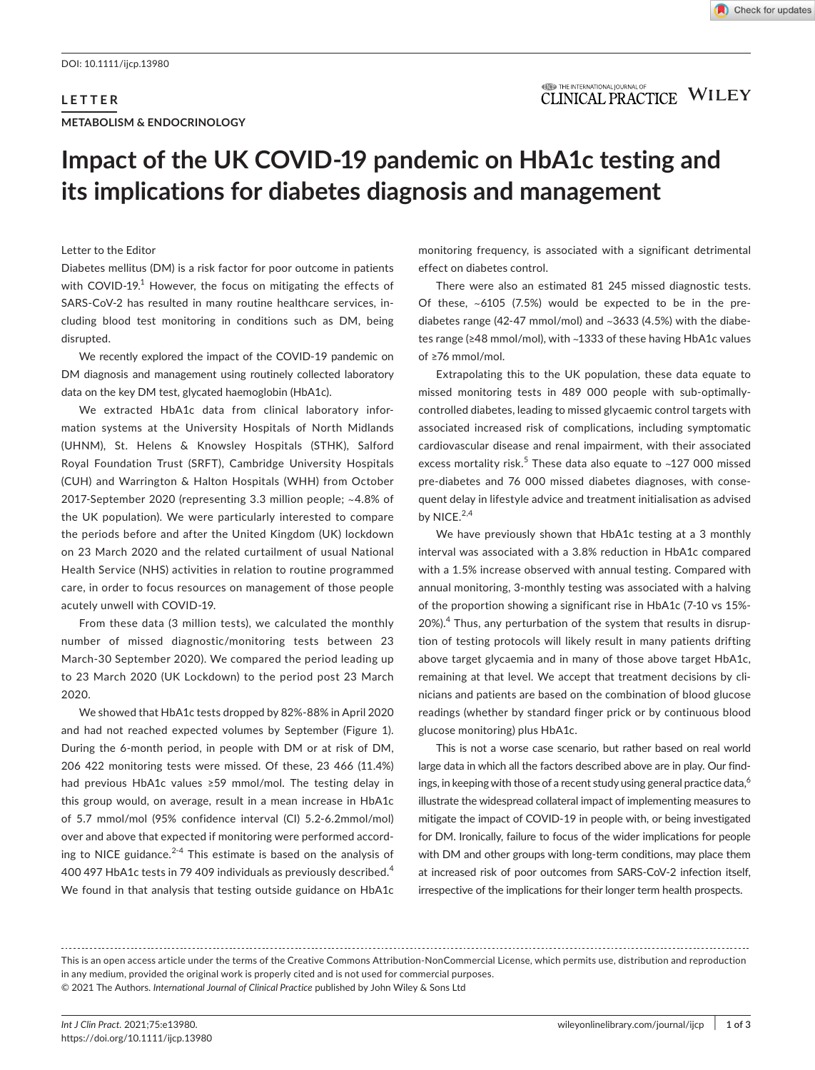DOI: 10.1111/ijcp.13980

**LETTER**

**METABOLISM & ENDOCRINOLOGY**

# Impact of the UK COVID-19 pandemic on HbA1c testing and its implications for diabetes diagnosis and management

Letter to the Editor

Diabetes mellitus (DM) is a risk factor for poor outcome in patients with COVID-19.[1] However, the focus on mitigating the effects of SARS-CoV-2 has resulted in many routine healthcare services, including blood test monitoring in conditions such as DM, being disrupted.

We recently explored the impact of the COVID-19 pandemic on DM diagnosis and management using routinely collected laboratory data on the key DM test, glycated haemoglobin (HbA1c).

We extracted HbA1c data from clinical laboratory information systems at the University Hospitals of North Midlands (UHNM), St. Helens & Knowsley Hospitals (STHK), Salford Royal Foundation Trust (SRFT), Cambridge University Hospitals (CUH) and Warrington & Halton Hospitals (WHH) from October 2017-September 2020 (representing 3.3 million people; ~4.8% of the UK population). We were particularly interested to compare the periods before and after the United Kingdom (UK) lockdown on 23 March 2020 and the related curtailment of usual National Health Service (NHS) activities in relation to routine programmed care, in order to focus resources on management of those people acutely unwell with COVID-19.

From these data (3 million tests), we calculated the monthly number of missed diagnostic/monitoring tests between 23 March-30 September 2020). We compared the period leading up to 23 March 2020 (UK Lockdown) to the period post 23 March 2020.

We showed that HbA1c tests dropped by 82%-88% in April 2020 and had not reached expected volumes by September (Figure 1). During the 6-month period, in people with DM or at risk of DM, 206 422 monitoring tests were missed. Of these, 23 466 (11.4%) had previous HbA1c values ≥59 mmol/mol. The testing delay in this group would, on average, result in a mean increase in HbA1c of 5.7 mmol/mol (95% confidence interval (CI) 5.2-6.2mmol/mol) over and above that expected if monitoring were performed according to NICE guidance.[2-4] This estimate is based on the analysis of 400 497 HbA1c tests in 79 409 individuals as previously described.[4] We found in that analysis that testing outside guidance on HbA1c monitoring frequency, is associated with a significant detrimental effect on diabetes control.

There were also an estimated 81 245 missed diagnostic tests. Of these, ~6105 (7.5%) would be expected to be in the pre-diabetes range (42-47 mmol/mol) and ~3633 (4.5%) with the diabetes range (≥48 mmol/mol), with ~1333 of these having HbA1c values of ≥76 mmol/mol.

Extrapolating this to the UK population, these data equate to missed monitoring tests in 489 000 people with sub-optimally-controlled diabetes, leading to missed glycaemic control targets with associated increased risk of complications, including symptomatic cardiovascular disease and renal impairment, with their associated excess mortality risk.[5] These data also equate to ~127 000 missed pre-diabetes and 76 000 missed diabetes diagnoses, with consequent delay in lifestyle advice and treatment initialisation as advised by NICE.[2,4]

We have previously shown that HbA1c testing at a 3 monthly interval was associated with a 3.8% reduction in HbA1c compared with a 1.5% increase observed with annual testing. Compared with annual monitoring, 3-monthly testing was associated with a halving of the proportion showing a significant rise in HbA1c (7-10 vs 15%-20%).[4] Thus, any perturbation of the system that results in disruption of testing protocols will likely result in many patients drifting above target glycaemia and in many of those above target HbA1c, remaining at that level. We accept that treatment decisions by clinicians and patients are based on the combination of blood glucose readings (whether by standard finger prick or by continuous blood glucose monitoring) plus HbA1c.

This is not a worse case scenario, but rather based on real world large data in which all the factors described above are in play. Our findings, in keeping with those of a recent study using general practice data,[6] illustrate the widespread collateral impact of implementing measures to mitigate the impact of COVID-19 in people with, or being investigated for DM. Ironically, failure to focus of the wider implications for people with DM and other groups with long-term conditions, may place them at increased risk of poor outcomes from SARS-CoV-2 infection itself, irrespective of the implications for their longer term health prospects.

This is an open access article under the terms of the Creative Commons Attribution-NonCommercial License, which permits use, distribution and reproduction in any medium, provided the original work is properly cited and is not used for commercial purposes.
© 2021 The Authors. *International Journal of Clinical Practice* published by John Wiley & Sons Ltd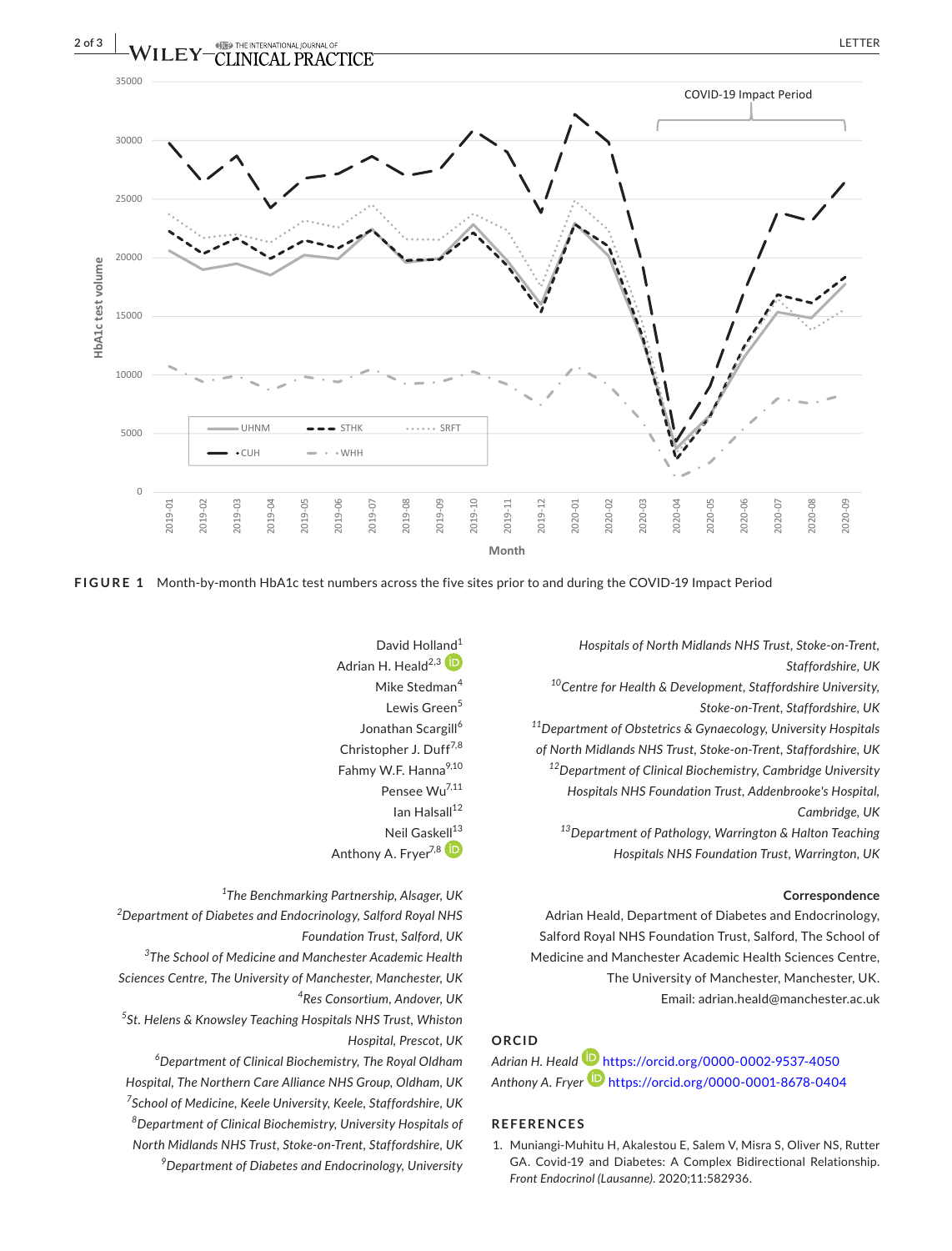FIGURE 1 Month-by-month HbA1c test numbers across the five sites prior to and during the COVID-19 Impact Period

David Holland[1]
Adrian H. Heald[2,3]
Mike Stedman[4]
Lewis Green[5]
Jonathan Scargill[6]
Christopher J. Duff[7,8]
Fahmy W.F. Hanna[9,10]
Pensee Wu[7,11]
Ian Halsall[12]
Neil Gaskell[13]
Anthony A. Fryer[7,8]

[1]*The Benchmarking Partnership, Alsager, UK*
[2]*Department of Diabetes and Endocrinology, Salford Royal NHS Foundation Trust, Salford, UK*
[3]*The School of Medicine and Manchester Academic Health Sciences Centre, The University of Manchester, Manchester, UK*
[4]*Res Consortium, Andover, UK*
[5]*St. Helens & Knowsley Teaching Hospitals NHS Trust, Whiston Hospital, Prescot, UK*
[6]*Department of Clinical Biochemistry, The Royal Oldham Hospital, The Northern Care Alliance NHS Group, Oldham, UK*
[7]*School of Medicine, Keele University, Keele, Staffordshire, UK*
[8]*Department of Clinical Biochemistry, University Hospitals of North Midlands NHS Trust, Stoke-on-Trent, Staffordshire, UK*
[9]*Department of Diabetes and Endocrinology, University Hospitals of North Midlands NHS Trust, Stoke-on-Trent, Staffordshire, UK*
[10]*Centre for Health & Development, Staffordshire University, Stoke-on-Trent, Staffordshire, UK*
[11]*Department of Obstetrics & Gynaecology, University Hospitals of North Midlands NHS Trust, Stoke-on-Trent, Staffordshire, UK*
[12]*Department of Clinical Biochemistry, Cambridge University Hospitals NHS Foundation Trust, Addenbrooke's Hospital, Cambridge, UK*
[13]*Department of Pathology, Warrington & Halton Teaching Hospitals NHS Foundation Trust, Warrington, UK*

**Correspondence**

Adrian Heald, Department of Diabetes and Endocrinology, Salford Royal NHS Foundation Trust, Salford, The School of Medicine and Manchester Academic Health Sciences Centre, The University of Manchester, Manchester, UK.
Email: adrian.heald@manchester.ac.uk

## ORCID

*Adrian H. Heald* https://orcid.org/0000-0002-9537-4050
*Anthony A. Fryer* https://orcid.org/0000-0001-8678-0404

## REFERENCES

1. Muniangi-Muhitu H, Akalestou E, Salem V, Misra S, Oliver NS, Rutter GA. Covid-19 and Diabetes: A Complex Bidirectional Relationship. *Front Endocrinol (Lausanne).* 2020;11:582936.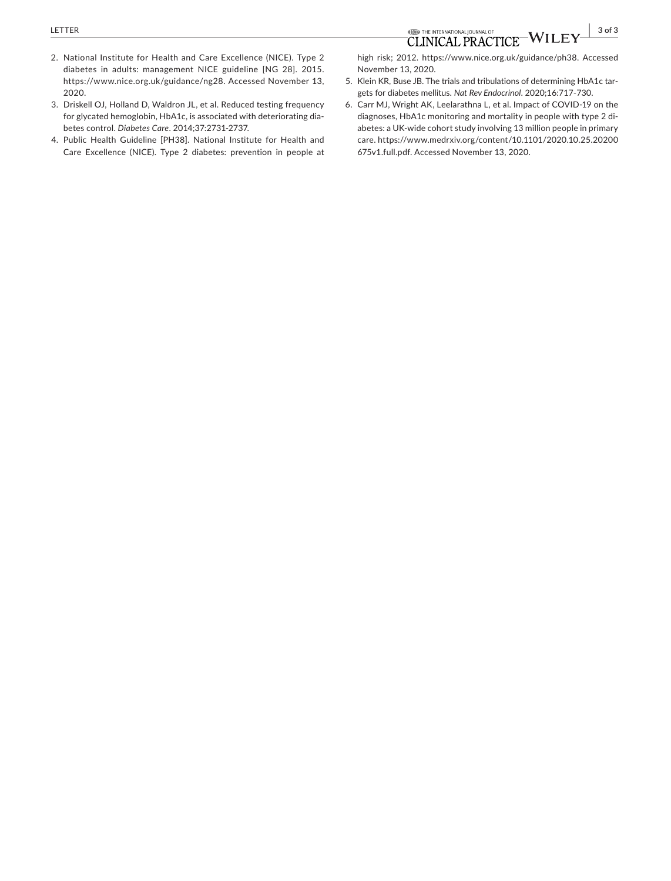2. National Institute for Health and Care Excellence (NICE). Type 2 diabetes in adults: management NICE guideline [NG 28]. 2015. https://www.nice.org.uk/guidance/ng28. Accessed November 13, 2020.
3. Driskell OJ, Holland D, Waldron JL, et al. Reduced testing frequency for glycated hemoglobin, HbA1c, is associated with deteriorating diabetes control. *Diabetes Care*. 2014;37:2731-2737.
4. Public Health Guideline [PH38]. National Institute for Health and Care Excellence (NICE). Type 2 diabetes: prevention in people at high risk; 2012. https://www.nice.org.uk/guidance/ph38. Accessed November 13, 2020.
5. Klein KR, Buse JB. The trials and tribulations of determining HbA1c targets for diabetes mellitus. *Nat Rev Endocrinol*. 2020;16:717-730.
6. Carr MJ, Wright AK, Leelarathna L, et al. Impact of COVID-19 on the diagnoses, HbA1c monitoring and mortality in people with type 2 diabetes: a UK-wide cohort study involving 13 million people in primary care. https://www.medrxiv.org/content/10.1101/2020.10.25.20200675v1.full.pdf. Accessed November 13, 2020.